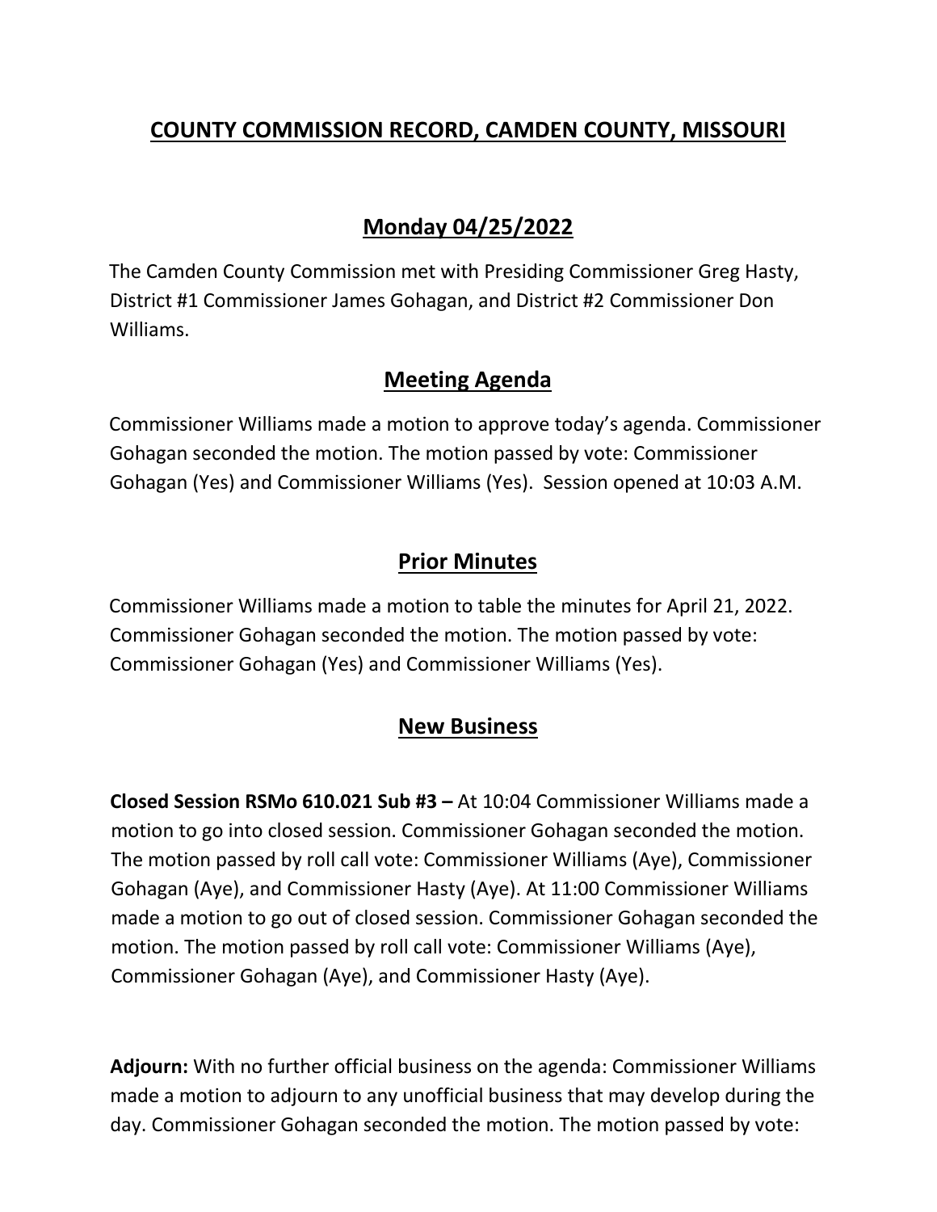# COUNTY COMMISSION RECORD, CAMDEN COUNTY, MISSOURI

## Monday 04/25/2022

The Camden County Commission met with Presiding Commissioner Greg Hasty, District #1 Commissioner James Gohagan, and District #2 Commissioner Don Williams.

## Meeting Agenda

Commissioner Williams made a motion to approve today's agenda. Commissioner Gohagan seconded the motion. The motion passed by vote: Commissioner Gohagan (Yes) and Commissioner Williams (Yes). Session opened at 10:03 A.M.

## Prior Minutes

Commissioner Williams made a motion to table the minutes for April 21, 2022. Commissioner Gohagan seconded the motion. The motion passed by vote: Commissioner Gohagan (Yes) and Commissioner Williams (Yes).

## New Business

**Closed Session RSMo 610.021 Sub #3 –** At 10:04 Commissioner Williams made a motion to go into closed session. Commissioner Gohagan seconded the motion. The motion passed by roll call vote: Commissioner Williams (Aye), Commissioner Gohagan (Aye), and Commissioner Hasty (Aye). At 11:00 Commissioner Williams made a motion to go out of closed session. Commissioner Gohagan seconded the motion. The motion passed by roll call vote: Commissioner Williams (Aye), Commissioner Gohagan (Aye), and Commissioner Hasty (Aye).

**Adjourn:** With no further official business on the agenda: Commissioner Williams made a motion to adjourn to any unofficial business that may develop during the day. Commissioner Gohagan seconded the motion. The motion passed by vote: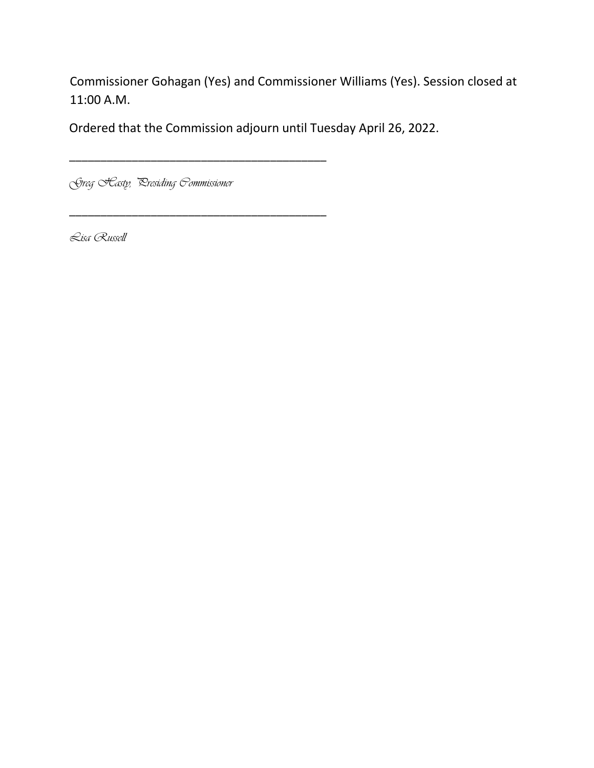Commissioner Gohagan (Yes) and Commissioner Williams (Yes). Session closed at 11:00 A.M.

Ordered that the Commission adjourn until Tuesday April 26, 2022.

\_\_\_\_\_\_\_\_\_\_\_\_\_\_\_\_\_\_\_\_\_\_\_\_\_\_\_\_\_\_\_\_\_\_\_\_\_\_\_\_\_\_

*Greg Hasty, Presiding Commissioner*

\_\_\_\_\_\_\_\_\_\_\_\_\_\_\_\_\_\_\_\_\_\_\_\_\_\_\_\_\_\_\_\_\_\_\_\_\_\_\_\_\_\_

*Lisa Russell*